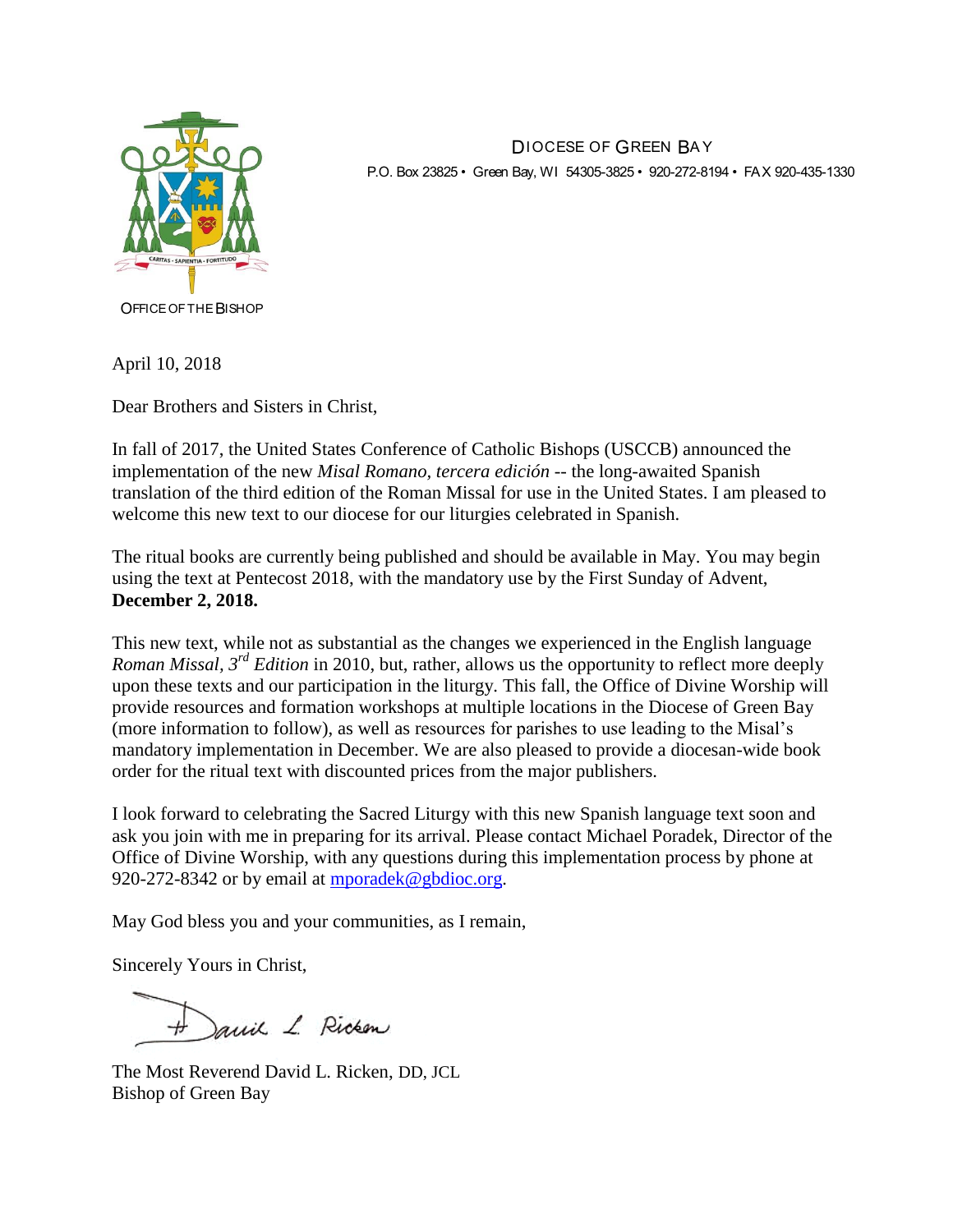DIOCESE OF GREEN BAY

P.O. Box 23825 • Green Bay, WI 54305-3825 • 920-272-8194 • FAX 920-435-1330

CARITAS - SAPIENTIA - FORTITUDO

OFFICE OF THE BISHOP

April 10, 2018

Dear Brothers and Sisters in Christ,

In fall of 2017, the United States Conference of Catholic Bishops (USCCB) announced the implementation of the new *Misal Romano, tercera edición* -- the long-awaited Spanish translation of the third edition of the Roman Missal for use in the United States. I am pleased to welcome this new text to our diocese for our liturgies celebrated in Spanish.

The ritual books are currently being published and should be available in May. You may begin using the text at Pentecost 2018, with the mandatory use by the First Sunday of Advent, **December 2, 2018.**

This new text, while not as substantial as the changes we experienced in the English language *Roman Missal, 3rd Edition* in 2010, but, rather, allows us the opportunity to reflect more deeply upon these texts and our participation in the liturgy. This fall, the Office of Divine Worship will provide resources and formation workshops at multiple locations in the Diocese of Green Bay (more information to follow), as well as resources for parishes to use leading to the Misal's mandatory implementation in December. We are also pleased to provide a diocesan-wide book order for the ritual text with discounted prices from the major publishers.

I look forward to celebrating the Sacred Liturgy with this new Spanish language text soon and ask you join with me in preparing for its arrival. Please contact Michael Poradek, Director of the Office of Divine Worship, with any questions during this implementation process by phone at 920-272-8342 or by email at mporadek@gbdioc.org.

May God bless you and your communities, as I remain,

Sincerely Yours in Christ,

+ David L. Ricken

The Most Reverend David L. Ricken, DD, JCL
Bishop of Green Bay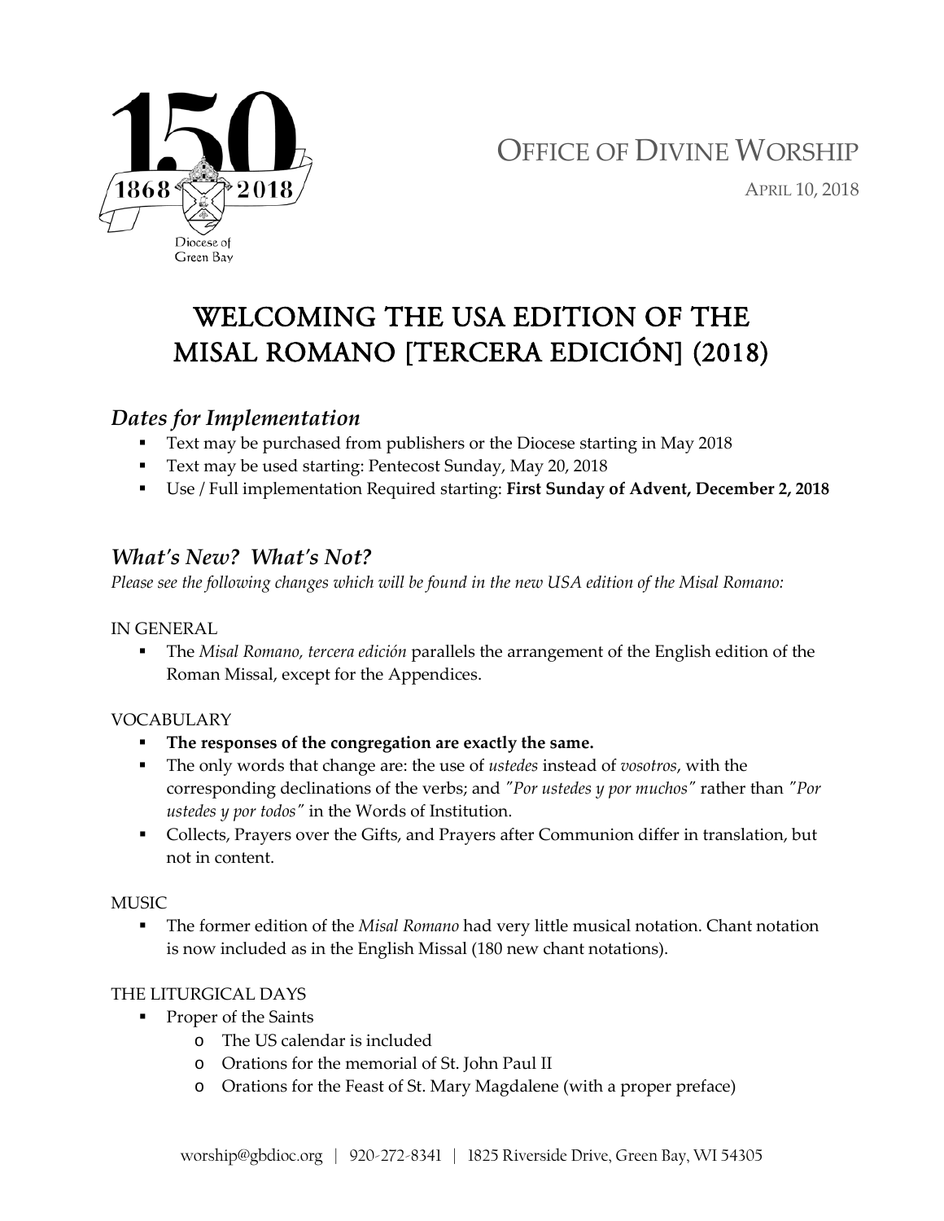# OFFICE OF DIVINE WORSHIP

APRIL 10, 2018

# WELCOMING THE USA EDITION OF THE MISAL ROMANO [TERCERA EDICIÓN] (2018)

## *Dates for Implementation*

- Text may be purchased from publishers or the Diocese starting in May 2018
- Text may be used starting: Pentecost Sunday, May 20, 2018
- Use / Full implementation Required starting: **First Sunday of Advent, December 2, 2018**

## *What's New? What's Not?*

*Please see the following changes which will be found in the new USA edition of the Misal Romano:*

IN GENERAL

- The *Misal Romano, tercera edición* parallels the arrangement of the English edition of the Roman Missal, except for the Appendices.

VOCABULARY

- **The responses of the congregation are exactly the same.**
- The only words that change are: the use of *ustedes* instead of *vosotros*, with the corresponding declinations of the verbs; and *"Por ustedes y por muchos"* rather than *"Por ustedes y por todos"* in the Words of Institution.
- Collects, Prayers over the Gifts, and Prayers after Communion differ in translation, but not in content.

MUSIC

- The former edition of the *Misal Romano* had very little musical notation. Chant notation is now included as in the English Missal (180 new chant notations).

THE LITURGICAL DAYS

- Proper of the Saints
  - The US calendar is included
  - Orations for the memorial of St. John Paul II
  - Orations for the Feast of St. Mary Magdalene (with a proper preface)

worship@gbdioc.org | 920-272-8341 | 1825 Riverside Drive, Green Bay, WI 54305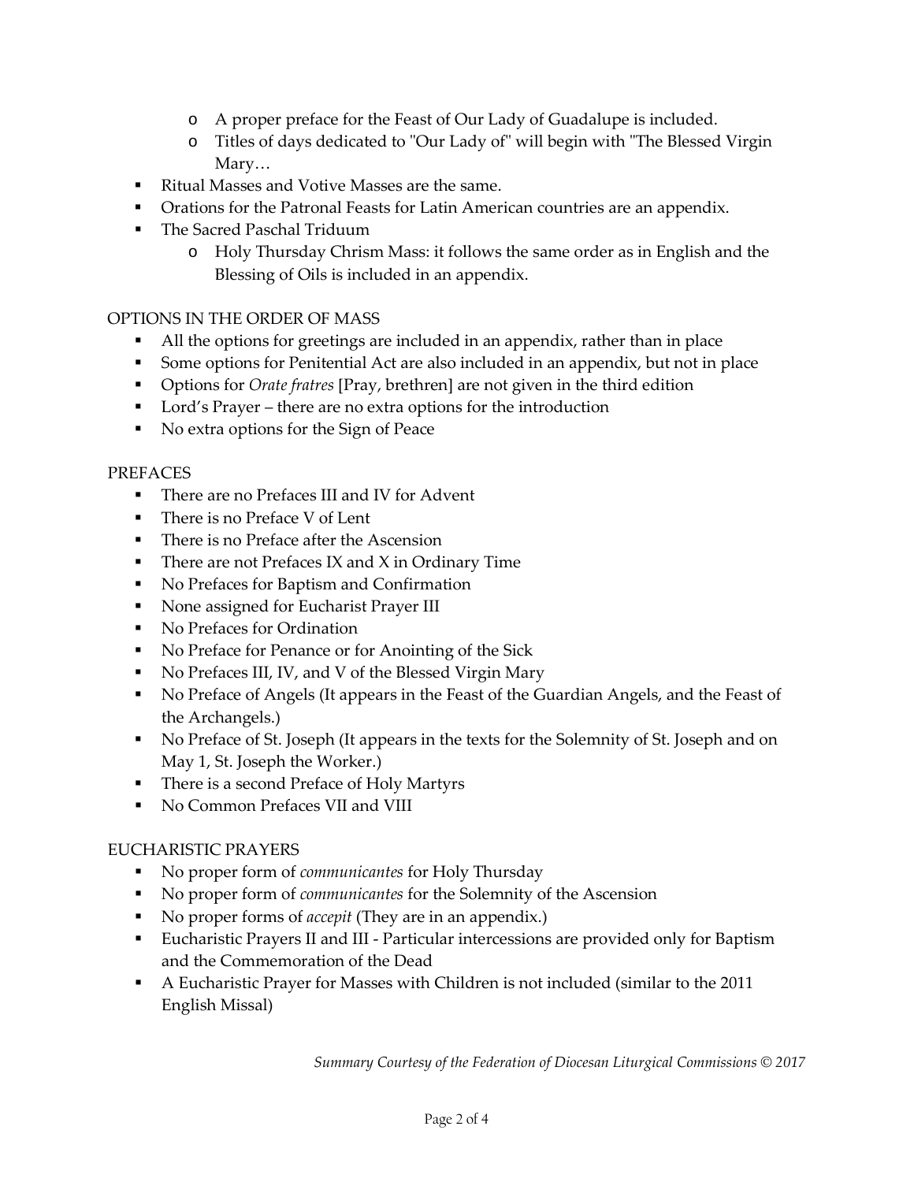- A proper preface for the Feast of Our Lady of Guadalupe is included.
  - Titles of days dedicated to "Our Lady of" will begin with "The Blessed Virgin Mary…
- Ritual Masses and Votive Masses are the same.
- Orations for the Patronal Feasts for Latin American countries are an appendix.
- The Sacred Paschal Triduum
  - Holy Thursday Chrism Mass: it follows the same order as in English and the Blessing of Oils is included in an appendix.

OPTIONS IN THE ORDER OF MASS

- All the options for greetings are included in an appendix, rather than in place
- Some options for Penitential Act are also included in an appendix, but not in place
- Options for *Orate fratres* [Pray, brethren] are not given in the third edition
- Lord's Prayer – there are no extra options for the introduction
- No extra options for the Sign of Peace

PREFACES

- There are no Prefaces III and IV for Advent
- There is no Preface V of Lent
- There is no Preface after the Ascension
- There are not Prefaces IX and X in Ordinary Time
- No Prefaces for Baptism and Confirmation
- None assigned for Eucharist Prayer III
- No Prefaces for Ordination
- No Preface for Penance or for Anointing of the Sick
- No Prefaces III, IV, and V of the Blessed Virgin Mary
- No Preface of Angels (It appears in the Feast of the Guardian Angels, and the Feast of the Archangels.)
- No Preface of St. Joseph (It appears in the texts for the Solemnity of St. Joseph and on May 1, St. Joseph the Worker.)
- There is a second Preface of Holy Martyrs
- No Common Prefaces VII and VIII

EUCHARISTIC PRAYERS

- No proper form of *communicantes* for Holy Thursday
- No proper form of *communicantes* for the Solemnity of the Ascension
- No proper forms of *accepit* (They are in an appendix.)
- Eucharistic Prayers II and III - Particular intercessions are provided only for Baptism and the Commemoration of the Dead
- A Eucharistic Prayer for Masses with Children is not included (similar to the 2011 English Missal)

*Summary Courtesy of the Federation of Diocesan Liturgical Commissions © 2017*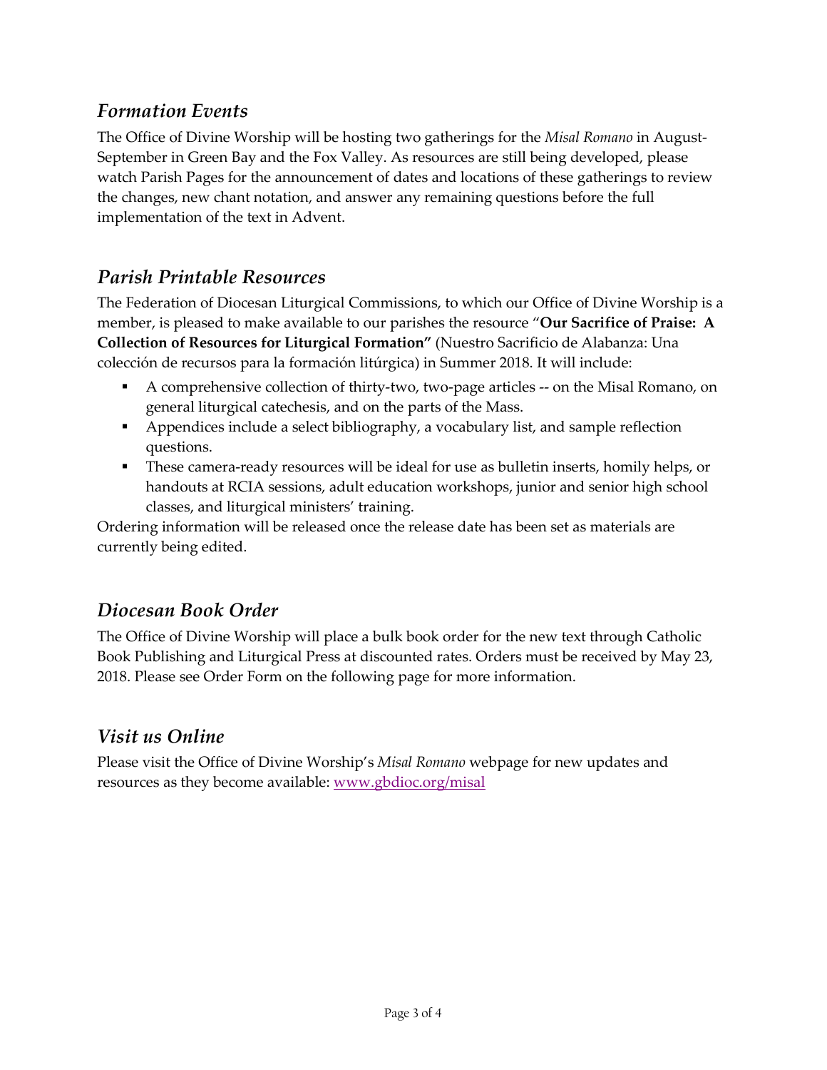## *Formation Events*

The Office of Divine Worship will be hosting two gatherings for the *Misal Romano* in August-September in Green Bay and the Fox Valley. As resources are still being developed, please watch Parish Pages for the announcement of dates and locations of these gatherings to review the changes, new chant notation, and answer any remaining questions before the full implementation of the text in Advent.

## *Parish Printable Resources*

The Federation of Diocesan Liturgical Commissions, to which our Office of Divine Worship is a member, is pleased to make available to our parishes the resource "**Our Sacrifice of Praise: A Collection of Resources for Liturgical Formation"** (Nuestro Sacrificio de Alabanza: Una colección de recursos para la formación litúrgica) in Summer 2018. It will include:

- A comprehensive collection of thirty-two, two-page articles -- on the Misal Romano, on general liturgical catechesis, and on the parts of the Mass.
- Appendices include a select bibliography, a vocabulary list, and sample reflection questions.
- These camera-ready resources will be ideal for use as bulletin inserts, homily helps, or handouts at RCIA sessions, adult education workshops, junior and senior high school classes, and liturgical ministers' training.

Ordering information will be released once the release date has been set as materials are currently being edited.

## *Diocesan Book Order*

The Office of Divine Worship will place a bulk book order for the new text through Catholic Book Publishing and Liturgical Press at discounted rates. Orders must be received by May 23, 2018. Please see Order Form on the following page for more information.

## *Visit us Online*

Please visit the Office of Divine Worship's *Misal Romano* webpage for new updates and resources as they become available: www.gbdioc.org/misal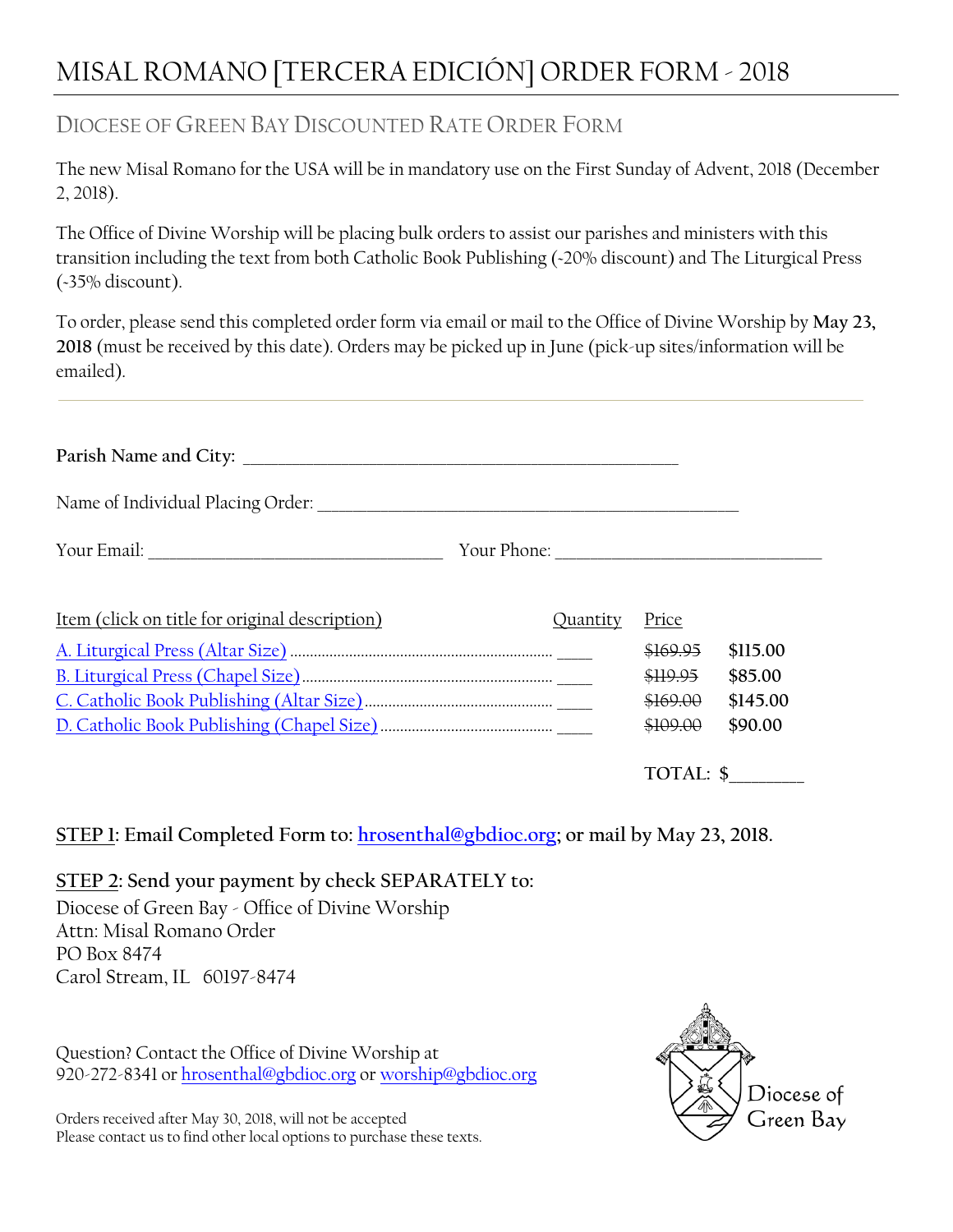# MISAL ROMANO [TERCERA EDICIÓN] ORDER FORM - 2018

## DIOCESE OF GREEN BAY DISCOUNTED RATE ORDER FORM

The new Misal Romano for the USA will be in mandatory use on the First Sunday of Advent, 2018 (December 2, 2018).

The Office of Divine Worship will be placing bulk orders to assist our parishes and ministers with this transition including the text from both Catholic Book Publishing (~20% discount) and The Liturgical Press (~35% discount).

To order, please send this completed order form via email or mail to the Office of Divine Worship by **May 23, 2018** (must be received by this date). Orders may be picked up in June (pick-up sites/information will be emailed).

**Parish Name and City:** ______________________________________________

Name of Individual Placing Order: ______________________________________________

Your Email: ________________________________ Your Product: Your Phone: ____________________________

| Item (click on title for original description) | Quantity | Price | |
|---|---|---|---|
| A. Liturgical Press (Altar Size) | ____ | ~~$169.95~~ | $115.00 |
| B. Liturgical Press (Chapel Size) | ____ | ~~$119.95~~ | $85.00 |
| C. Catholic Book Publishing (Altar Size) | ____ | ~~$169.00~~ | $145.00 |
| D. Catholic Book Publishing (Chapel Size) | ____ | ~~$109.00~~ | $90.00 |
| | | TOTAL: | $________ |

**STEP 1: Email Completed Form to: hrosenthal@gbdioc.org; or mail by May 23, 2018.**

**STEP 2: Send your payment by check SEPARATELY to:**

Diocese of Green Bay - Office of Divine Worship
Attn: Misal Romano Order
PO Box 8474
Carol Stream, IL 60197-8474

Question? Contact the Office of Divine Worship at 920-272-8341 or hrosenthal@gbdioc.org or worship@gbdioc.org

Orders received after May 30, 2018, will not be accepted
Please contact us to find other local options to purchase these texts.

Diocese of Green Bay